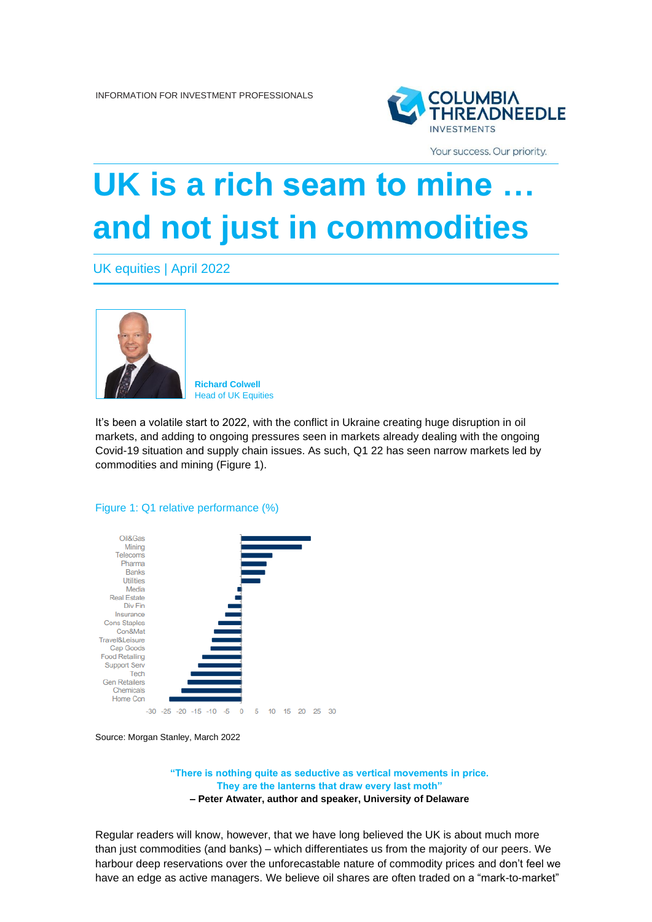INFORMATION FOR INVESTMENT PROFESSIONALS

# UK is a rich seam to mine … and not just in commodities

UK equities | April 2022

**Richard Colwell**
Head of UK Equities

It's been a volatile start to 2022, with the conflict in Ukraine creating huge disruption in oil markets, and adding to ongoing pressures seen in markets already dealing with the ongoing Covid-19 situation and supply chain issues. As such, Q1 22 has seen narrow markets led by commodities and mining (Figure 1).

Figure 1: Q1 relative performance (%)

Oil&Gas
Mining
Telecoms
Pharma
Banks
Utilities
Media
Real Estate
Div Fin
Insurance
Cons Staples
Con&Mat
Travel&Leisure
Cap Goods
Food Retailing
Support Serv
Tech
Gen Retailers
Chemicals
Home Con

-30 -25 -20 -15 -10 -5 0 5 10 15 20 25 30

Source: Morgan Stanley, March 2022

> **"There is nothing quite as seductive as vertical movements in price. They are the lanterns that draw every last moth"**
> **– Peter Atwater, author and speaker, University of Delaware**

Regular readers will know, however, that we have long believed the UK is about much more than just commodities (and banks) – which differentiates us from the majority of our peers. We harbour deep reservations over the unforecastable nature of commodity prices and don't feel we have an edge as active managers. We believe oil shares are often traded on a "mark-to-market"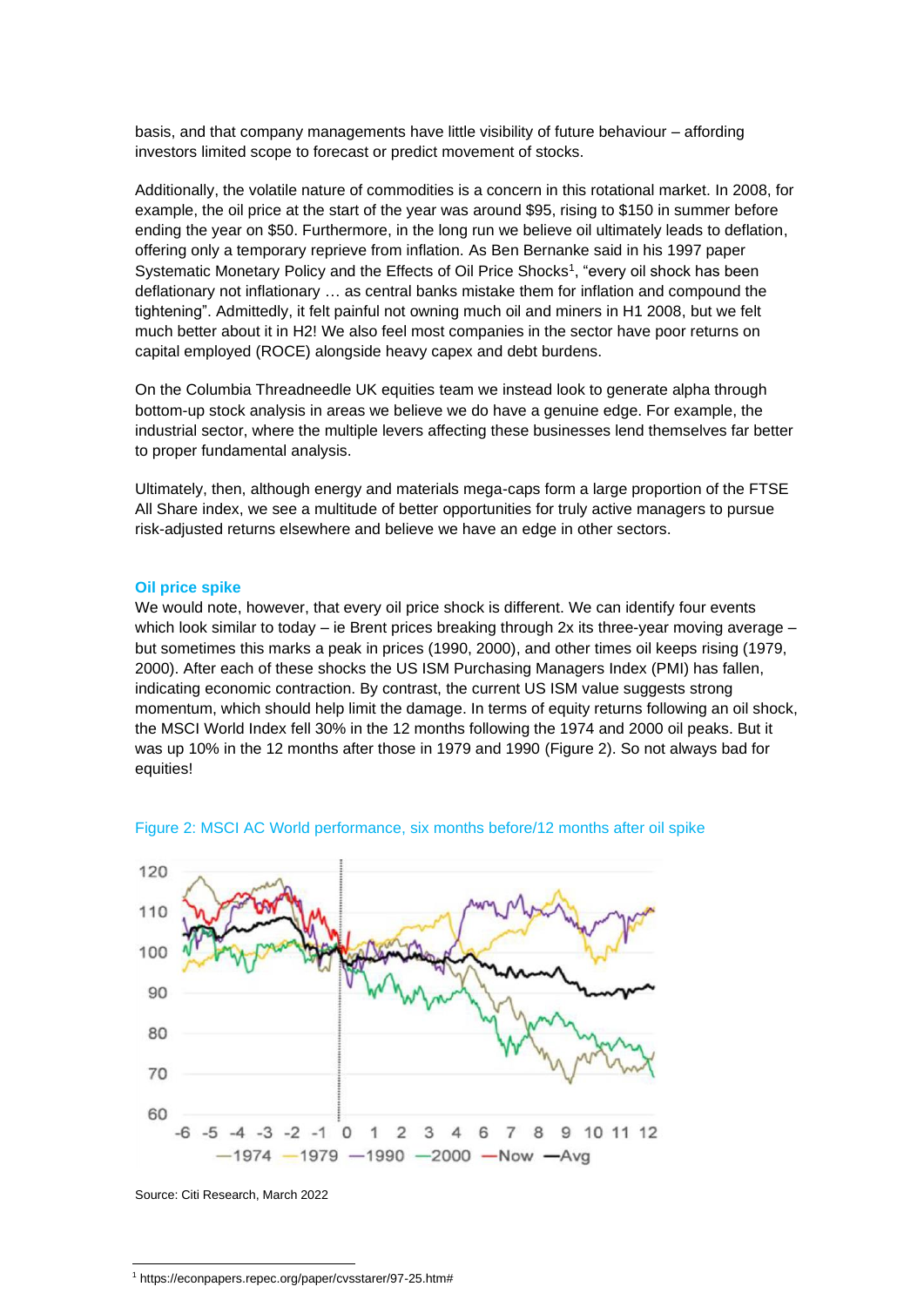basis, and that company managements have little visibility of future behaviour – affording investors limited scope to forecast or predict movement of stocks.

Additionally, the volatile nature of commodities is a concern in this rotational market. In 2008, for example, the oil price at the start of the year was around $95, rising to $150 in summer before ending the year on $50. Furthermore, in the long run we believe oil ultimately leads to deflation, offering only a temporary reprieve from inflation. As Ben Bernanke said in his 1997 paper Systematic Monetary Policy and the Effects of Oil Price Shocks[1], "every oil shock has been deflationary not inflationary … as central banks mistake them for inflation and compound the tightening". Admittedly, it felt painful not owning much oil and miners in H1 2008, but we felt much better about it in H2! We also feel most companies in the sector have poor returns on capital employed (ROCE) alongside heavy capex and debt burdens.

On the Columbia Threadneedle UK equities team we instead look to generate alpha through bottom-up stock analysis in areas we believe we do have a genuine edge. For example, the industrial sector, where the multiple levers affecting these businesses lend themselves far better to proper fundamental analysis.

Ultimately, then, although energy and materials mega-caps form a large proportion of the FTSE All Share index, we see a multitude of better opportunities for truly active managers to pursue risk-adjusted returns elsewhere and believe we have an edge in other sectors.

### Oil price spike

We would note, however, that every oil price shock is different. We can identify four events which look similar to today – ie Brent prices breaking through 2x its three-year moving average – but sometimes this marks a peak in prices (1990, 2000), and other times oil keeps rising (1979, 2000). After each of these shocks the US ISM Purchasing Managers Index (PMI) has fallen, indicating economic contraction. By contrast, the current US ISM value suggests strong momentum, which should help limit the damage. In terms of equity returns following an oil shock, the MSCI World Index fell 30% in the 12 months following the 1974 and 2000 oil peaks. But it was up 10% in the 12 months after those in 1979 and 1990 (Figure 2). So not always bad for equities!

Figure 2: MSCI AC World performance, six months before/12 months after oil spike

Source: Citi Research, March 2022

[1] https://econpapers.repec.org/paper/cvsstarer/97-25.htm#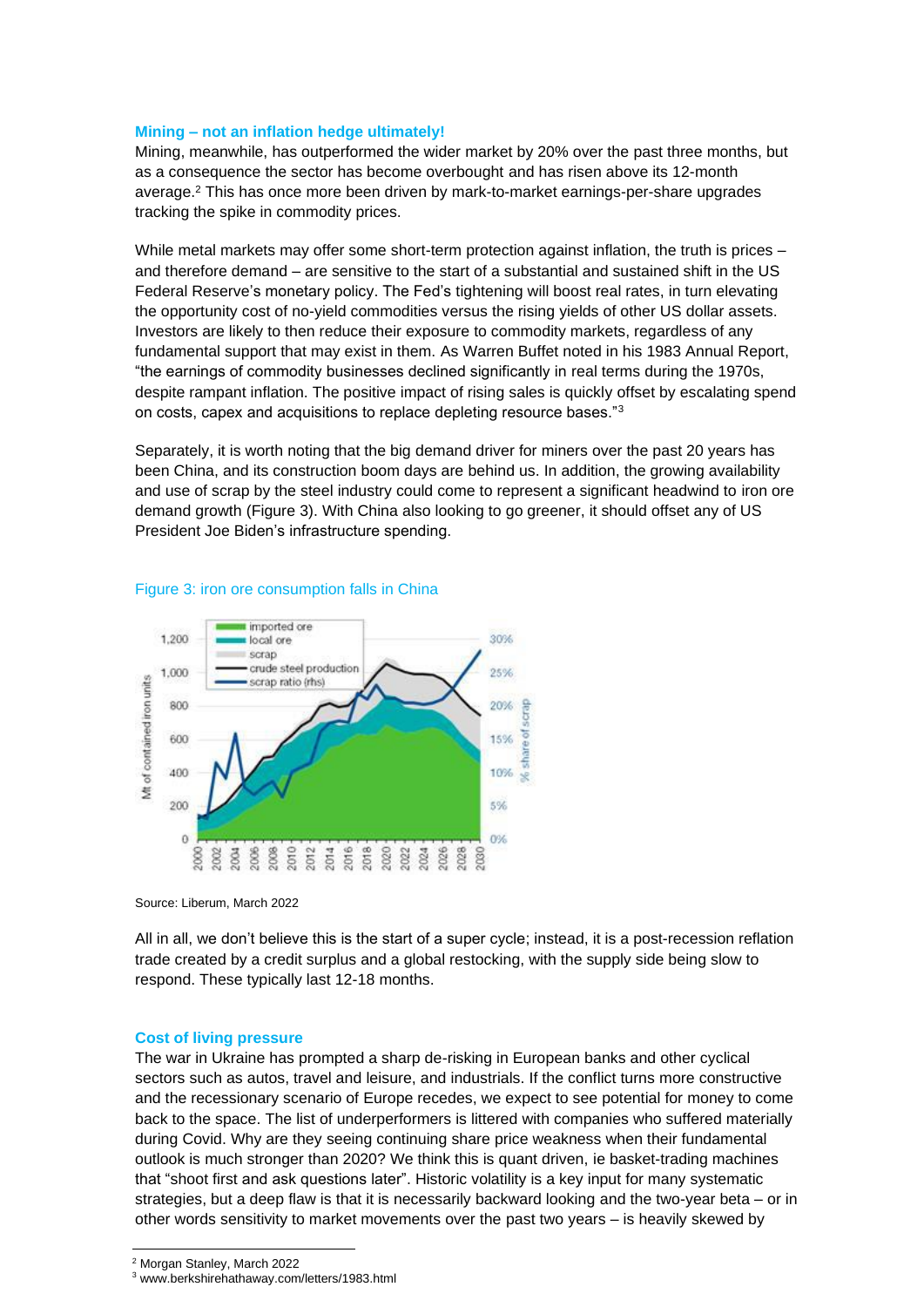### Mining – not an inflation hedge ultimately!

Mining, meanwhile, has outperformed the wider market by 20% over the past three months, but as a consequence the sector has become overbought and has risen above its 12-month average.[2] This has once more been driven by mark-to-market earnings-per-share upgrades tracking the spike in commodity prices.

While metal markets may offer some short-term protection against inflation, the truth is prices – and therefore demand – are sensitive to the start of a substantial and sustained shift in the US Federal Reserve's monetary policy. The Fed's tightening will boost real rates, in turn elevating the opportunity cost of no-yield commodities versus the rising yields of other US dollar assets. Investors are likely to then reduce their exposure to commodity markets, regardless of any fundamental support that may exist in them. As Warren Buffet noted in his 1983 Annual Report, "the earnings of commodity businesses declined significantly in real terms during the 1970s, despite rampant inflation. The positive impact of rising sales is quickly offset by escalating spend on costs, capex and acquisitions to replace depleting resource bases."[3]

Separately, it is worth noting that the big demand driver for miners over the past 20 years has been China, and its construction boom days are behind us. In addition, the growing availability and use of scrap by the steel industry could come to represent a significant headwind to iron ore demand growth (Figure 3). With China also looking to go greener, it should offset any of US President Joe Biden's infrastructure spending.

Figure 3: iron ore consumption falls in China

Source: Liberum, March 2022

All in all, we don't believe this is the start of a super cycle; instead, it is a post-recession reflation trade created by a credit surplus and a global restocking, with the supply side being slow to respond. These typically last 12-18 months.

### Cost of living pressure

The war in Ukraine has prompted a sharp de-risking in European banks and other cyclical sectors such as autos, travel and leisure, and industrials. If the conflict turns more constructive and the recessionary scenario of Europe recedes, we expect to see potential for money to come back to the space. The list of underperformers is littered with companies who suffered materially during Covid. Why are they seeing continuing share price weakness when their fundamental outlook is much stronger than 2020? We think this is quant driven, ie basket-trading machines that "shoot first and ask questions later". Historic volatility is a key input for many systematic strategies, but a deep flaw is that it is necessarily backward looking and the two-year beta – or in other words sensitivity to market movements over the past two years – is heavily skewed by

[2] Morgan Stanley, March 2022

[3] www.berkshirehathaway.com/letters/1983.html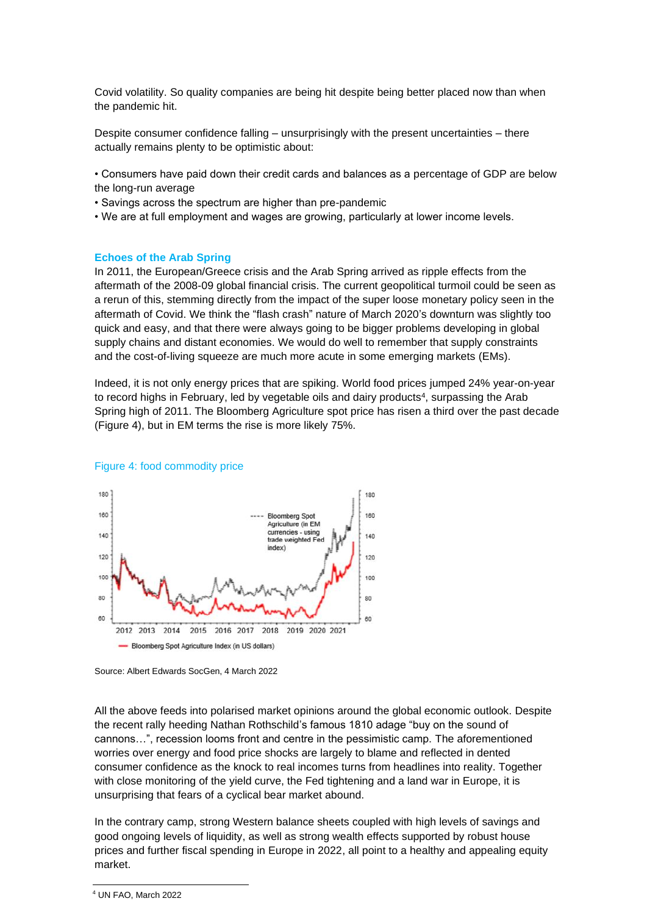Covid volatility. So quality companies are being hit despite being better placed now than when the pandemic hit.

Despite consumer confidence falling – unsurprisingly with the present uncertainties – there actually remains plenty to be optimistic about:

- Consumers have paid down their credit cards and balances as a percentage of GDP are below the long-run average
- Savings across the spectrum are higher than pre-pandemic
- We are at full employment and wages are growing, particularly at lower income levels.

## Echoes of the Arab Spring

In 2011, the European/Greece crisis and the Arab Spring arrived as ripple effects from the aftermath of the 2008-09 global financial crisis. The current geopolitical turmoil could be seen as a rerun of this, stemming directly from the impact of the super loose monetary policy seen in the aftermath of Covid. We think the "flash crash" nature of March 2020's downturn was slightly too quick and easy, and that there were always going to be bigger problems developing in global supply chains and distant economies. We would do well to remember that supply constraints and the cost-of-living squeeze are much more acute in some emerging markets (EMs).

Indeed, it is not only energy prices that are spiking. World food prices jumped 24% year-on-year to record highs in February, led by vegetable oils and dairy products[4], surpassing the Arab Spring high of 2011. The Bloomberg Agriculture spot price has risen a third over the past decade (Figure 4), but in EM terms the rise is more likely 75%.

Figure 4: food commodity price

Source: Albert Edwards SocGen, 4 March 2022

All the above feeds into polarised market opinions around the global economic outlook. Despite the recent rally heeding Nathan Rothschild's famous 1810 adage "buy on the sound of cannons…", recession looms front and centre in the pessimistic camp. The aforementioned worries over energy and food price shocks are largely to blame and reflected in dented consumer confidence as the knock to real incomes turns from headlines into reality. Together with close monitoring of the yield curve, the Fed tightening and a land war in Europe, it is unsurprising that fears of a cyclical bear market abound.

In the contrary camp, strong Western balance sheets coupled with high levels of savings and good ongoing levels of liquidity, as well as strong wealth effects supported by robust house prices and further fiscal spending in Europe in 2022, all point to a healthy and appealing equity market.

[4] UN FAO, March 2022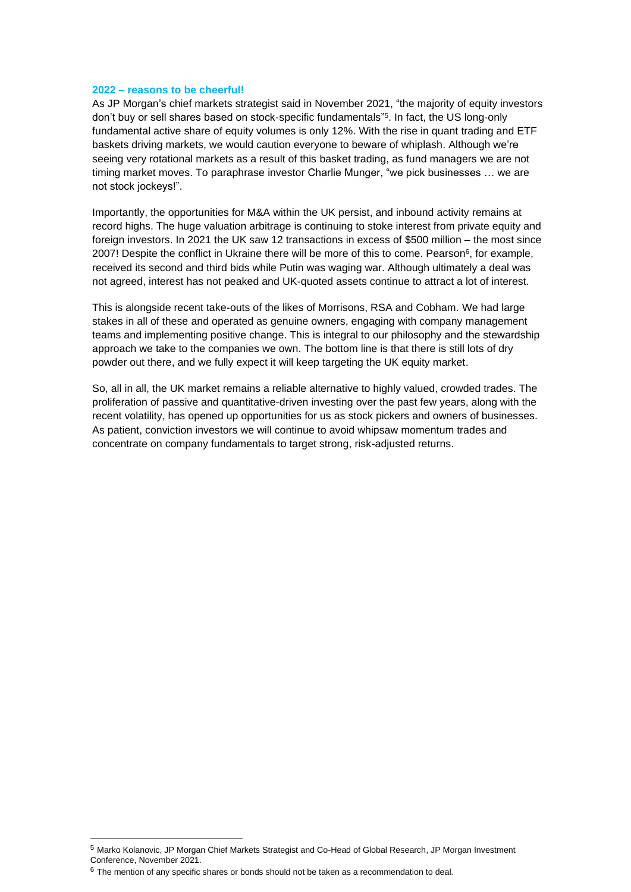### 2022 – reasons to be cheerful!

As JP Morgan's chief markets strategist said in November 2021, "the majority of equity investors don't buy or sell shares based on stock-specific fundamentals"[5]. In fact, the US long-only fundamental active share of equity volumes is only 12%. With the rise in quant trading and ETF baskets driving markets, we would caution everyone to beware of whiplash. Although we're seeing very rotational markets as a result of this basket trading, as fund managers we are not timing market moves. To paraphrase investor Charlie Munger, "we pick businesses … we are not stock jockeys!".

Importantly, the opportunities for M&A within the UK persist, and inbound activity remains at record highs. The huge valuation arbitrage is continuing to stoke interest from private equity and foreign investors. In 2021 the UK saw 12 transactions in excess of $500 million – the most since 2007! Despite the conflict in Ukraine there will be more of this to come. Pearson[6], for example, received its second and third bids while Putin was waging war. Although ultimately a deal was not agreed, interest has not peaked and UK-quoted assets continue to attract a lot of interest.

This is alongside recent take-outs of the likes of Morrisons, RSA and Cobham. We had large stakes in all of these and operated as genuine owners, engaging with company management teams and implementing positive change. This is integral to our philosophy and the stewardship approach we take to the companies we own. The bottom line is that there is still lots of dry powder out there, and we fully expect it will keep targeting the UK equity market.

So, all in all, the UK market remains a reliable alternative to highly valued, crowded trades. The proliferation of passive and quantitative-driven investing over the past few years, along with the recent volatility, has opened up opportunities for us as stock pickers and owners of businesses. As patient, conviction investors we will continue to avoid whipsaw momentum trades and concentrate on company fundamentals to target strong, risk-adjusted returns.

[5] Marko Kolanovic, JP Morgan Chief Markets Strategist and Co-Head of Global Research, JP Morgan Investment Conference, November 2021.

[6] The mention of any specific shares or bonds should not be taken as a recommendation to deal.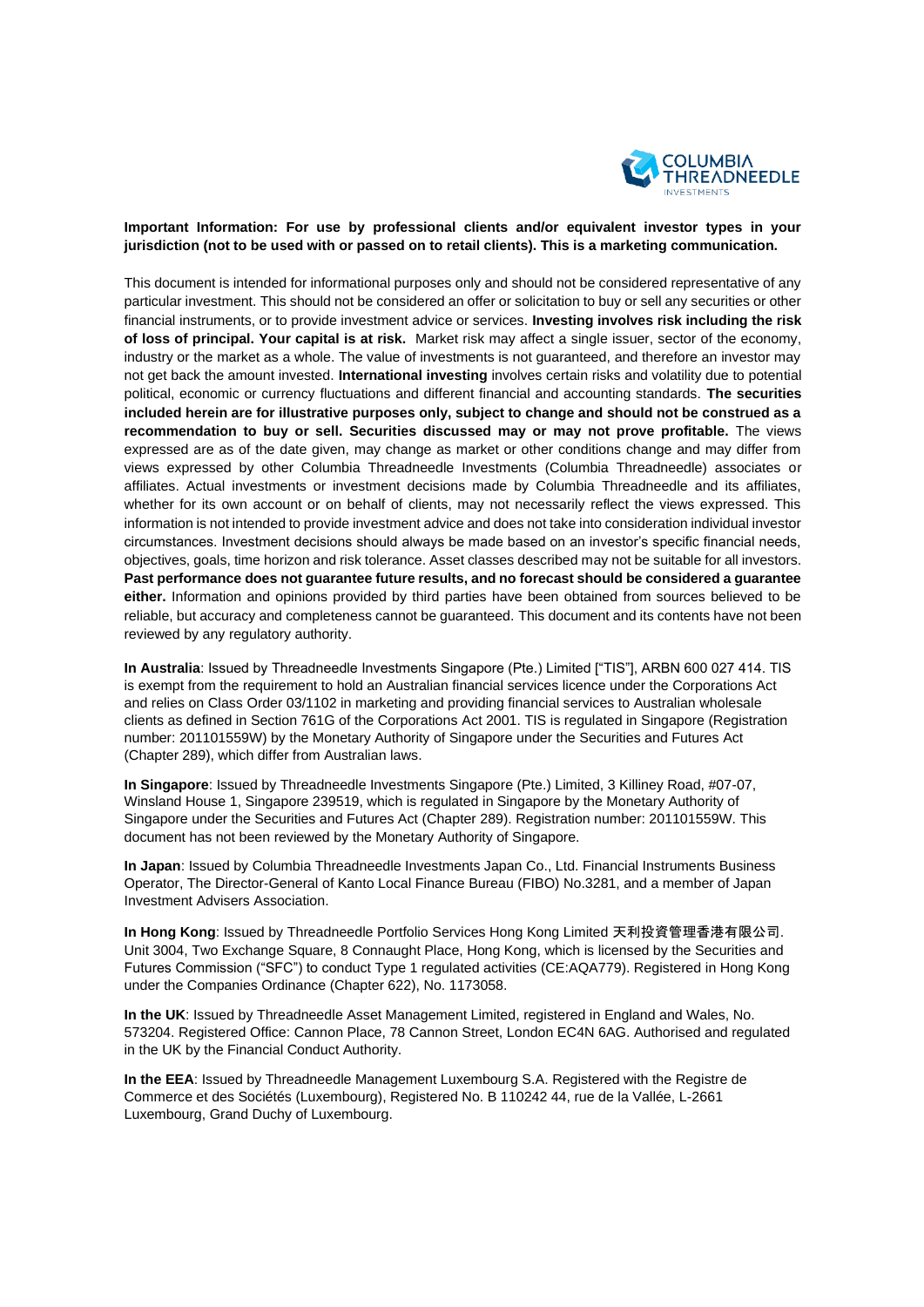**Important Information: For use by professional clients and/or equivalent investor types in your jurisdiction (not to be used with or passed on to retail clients). This is a marketing communication.**

This document is intended for informational purposes only and should not be considered representative of any particular investment. This should not be considered an offer or solicitation to buy or sell any securities or other financial instruments, or to provide investment advice or services. **Investing involves risk including the risk of loss of principal. Your capital is at risk.** Market risk may affect a single issuer, sector of the economy, industry or the market as a whole. The value of investments is not guaranteed, and therefore an investor may not get back the amount invested. **International investing** involves certain risks and volatility due to potential political, economic or currency fluctuations and different financial and accounting standards. **The securities included herein are for illustrative purposes only, subject to change and should not be construed as a recommendation to buy or sell. Securities discussed may or may not prove profitable.** The views expressed are as of the date given, may change as market or other conditions change and may differ from views expressed by other Columbia Threadneedle Investments (Columbia Threadneedle) associates or affiliates. Actual investments or investment decisions made by Columbia Threadneedle and its affiliates, whether for its own account or on behalf of clients, may not necessarily reflect the views expressed. This information is not intended to provide investment advice and does not take into consideration individual investor circumstances. Investment decisions should always be made based on an investor's specific financial needs, objectives, goals, time horizon and risk tolerance. Asset classes described may not be suitable for all investors. **Past performance does not guarantee future results, and no forecast should be considered a guarantee either.** Information and opinions provided by third parties have been obtained from sources believed to be reliable, but accuracy and completeness cannot be guaranteed. This document and its contents have not been reviewed by any regulatory authority.

**In Australia**: Issued by Threadneedle Investments Singapore (Pte.) Limited ["TIS"], ARBN 600 027 414. TIS is exempt from the requirement to hold an Australian financial services licence under the Corporations Act and relies on Class Order 03/1102 in marketing and providing financial services to Australian wholesale clients as defined in Section 761G of the Corporations Act 2001. TIS is regulated in Singapore (Registration number: 201101559W) by the Monetary Authority of Singapore under the Securities and Futures Act (Chapter 289), which differ from Australian laws.

**In Singapore**: Issued by Threadneedle Investments Singapore (Pte.) Limited, 3 Killiney Road, #07-07, Winsland House 1, Singapore 239519, which is regulated in Singapore by the Monetary Authority of Singapore under the Securities and Futures Act (Chapter 289). Registration number: 201101559W. This document has not been reviewed by the Monetary Authority of Singapore.

**In Japan**: Issued by Columbia Threadneedle Investments Japan Co., Ltd. Financial Instruments Business Operator, The Director-General of Kanto Local Finance Bureau (FIBO) No.3281, and a member of Japan Investment Advisers Association.

**In Hong Kong**: Issued by Threadneedle Portfolio Services Hong Kong Limited 天利投資管理香港有限公司. Unit 3004, Two Exchange Square, 8 Connaught Place, Hong Kong, which is licensed by the Securities and Futures Commission ("SFC") to conduct Type 1 regulated activities (CE:AQA779). Registered in Hong Kong under the Companies Ordinance (Chapter 622), No. 1173058.

**In the UK**: Issued by Threadneedle Asset Management Limited, registered in England and Wales, No. 573204. Registered Office: Cannon Place, 78 Cannon Street, London EC4N 6AG. Authorised and regulated in the UK by the Financial Conduct Authority.

**In the EEA**: Issued by Threadneedle Management Luxembourg S.A. Registered with the Registre de Commerce et des Sociétés (Luxembourg), Registered No. B 110242 44, rue de la Vallée, L-2661 Luxembourg, Grand Duchy of Luxembourg.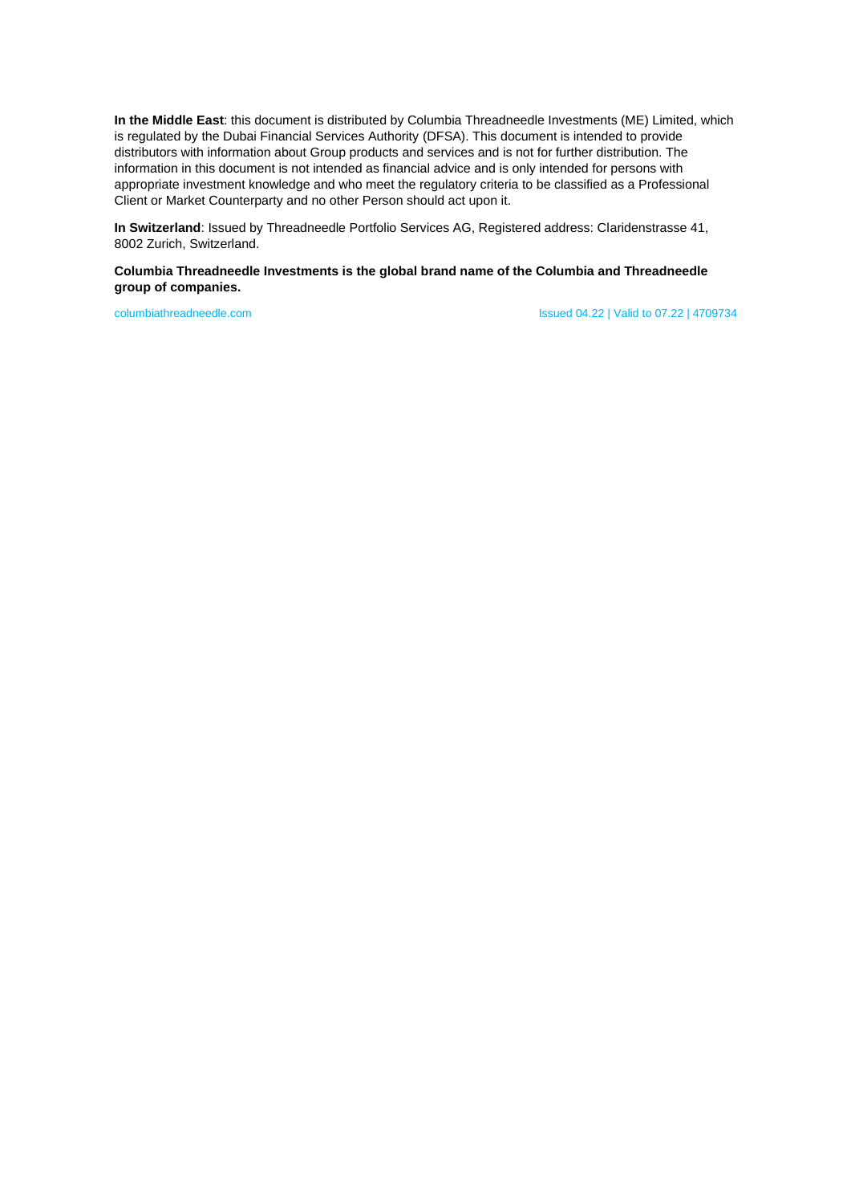**In the Middle East**: this document is distributed by Columbia Threadneedle Investments (ME) Limited, which is regulated by the Dubai Financial Services Authority (DFSA). This document is intended to provide distributors with information about Group products and services and is not for further distribution. The information in this document is not intended as financial advice and is only intended for persons with appropriate investment knowledge and who meet the regulatory criteria to be classified as a Professional Client or Market Counterparty and no other Person should act upon it.

**In Switzerland**: Issued by Threadneedle Portfolio Services AG, Registered address: Claridenstrasse 41, 8002 Zurich, Switzerland.

**Columbia Threadneedle Investments is the global brand name of the Columbia and Threadneedle group of companies.**

columbiathreadneedle.com

Issued 04.22 | Valid to 07.22 | 4709734